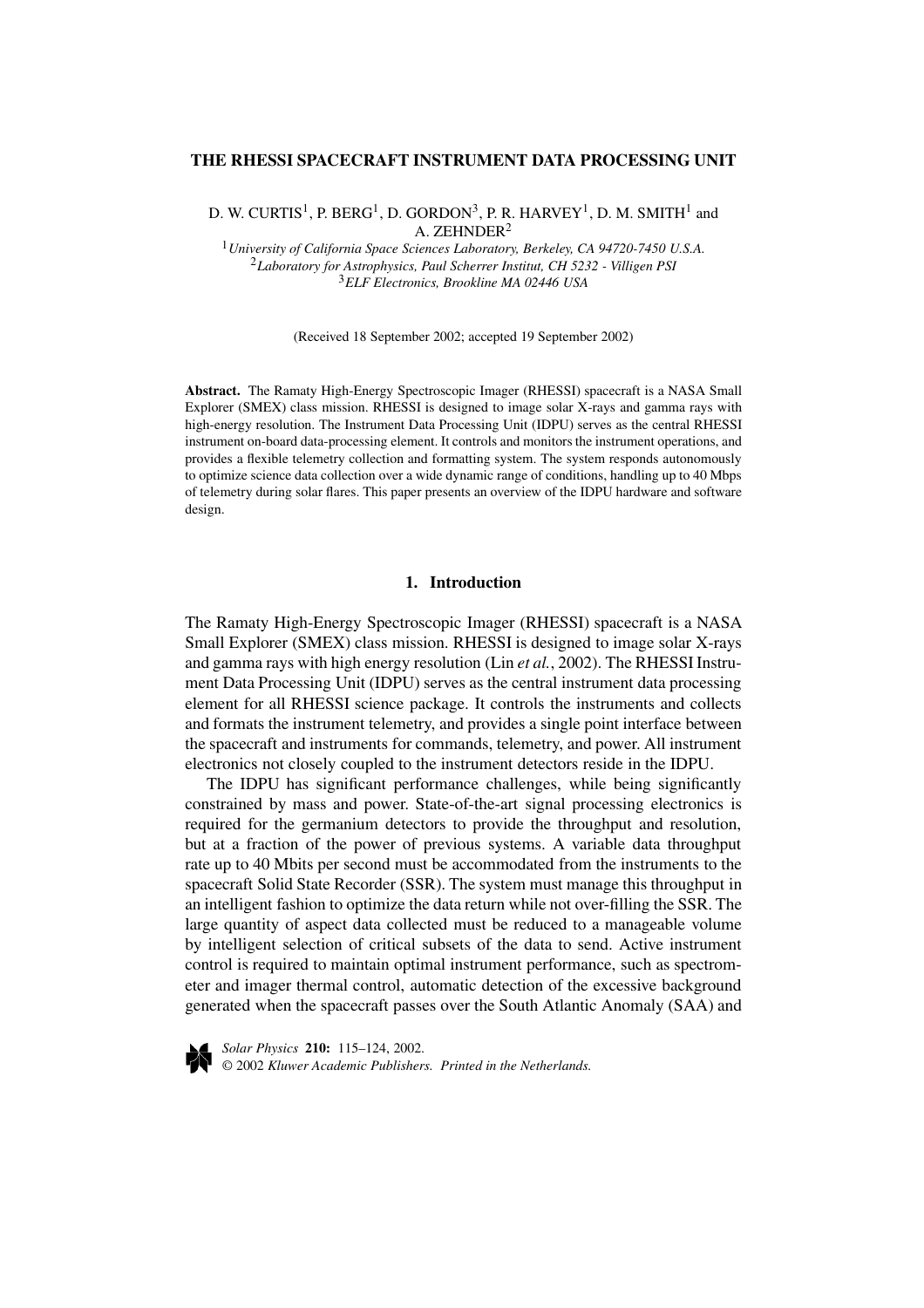# THE RHESSI SPACECRAFT INSTRUMENT DATA PROCESSING UNIT

D. W. CURTIS[1], P. BERG[1], D. GORDON[3], P. R. HARVEY[1], D. M. SMITH[1] and A. ZEHNDER[2]

[1]*University of California Space Sciences Laboratory, Berkeley, CA 94720-7450 U.S.A.*
[2]*Laboratory for Astrophysics, Paul Scherrer Institut, CH 5232 - Villigen PSI*
[3]*ELF Electronics, Brookline MA 02446 USA*

(Received 18 September 2002; accepted 19 September 2002)

**Abstract.** The Ramaty High-Energy Spectroscopic Imager (RHESSI) spacecraft is a NASA Small Explorer (SMEX) class mission. RHESSI is designed to image solar X-rays and gamma rays with high-energy resolution. The Instrument Data Processing Unit (IDPU) serves as the central RHESSI instrument on-board data-processing element. It controls and monitors the instrument operations, and provides a flexible telemetry collection and formatting system. The system responds autonomously to optimize science data collection over a wide dynamic range of conditions, handling up to 40 Mbps of telemetry during solar flares. This paper presents an overview of the IDPU hardware and software design.

## 1. Introduction

The Ramaty High-Energy Spectroscopic Imager (RHESSI) spacecraft is a NASA Small Explorer (SMEX) class mission. RHESSI is designed to image solar X-rays and gamma rays with high energy resolution (Lin *et al.*, 2002). The RHESSI Instrument Data Processing Unit (IDPU) serves as the central instrument data processing element for all RHESSI science package. It controls the instruments and collects and formats the instrument telemetry, and provides a single point interface between the spacecraft and instruments for commands, telemetry, and power. All instrument electronics not closely coupled to the instrument detectors reside in the IDPU.

The IDPU has significant performance challenges, while being significantly constrained by mass and power. State-of-the-art signal processing electronics is required for the germanium detectors to provide the throughput and resolution, but at a fraction of the power of previous systems. A variable data throughput rate up to 40 Mbits per second must be accommodated from the instruments to the spacecraft Solid State Recorder (SSR). The system must manage this throughput in an intelligent fashion to optimize the data return while not over-filling the SSR. The large quantity of aspect data collected must be reduced to a manageable volume by intelligent selection of critical subsets of the data to send. Active instrument control is required to maintain optimal instrument performance, such as spectrometer and imager thermal control, automatic detection of the excessive background generated when the spacecraft passes over the South Atlantic Anomaly (SAA) and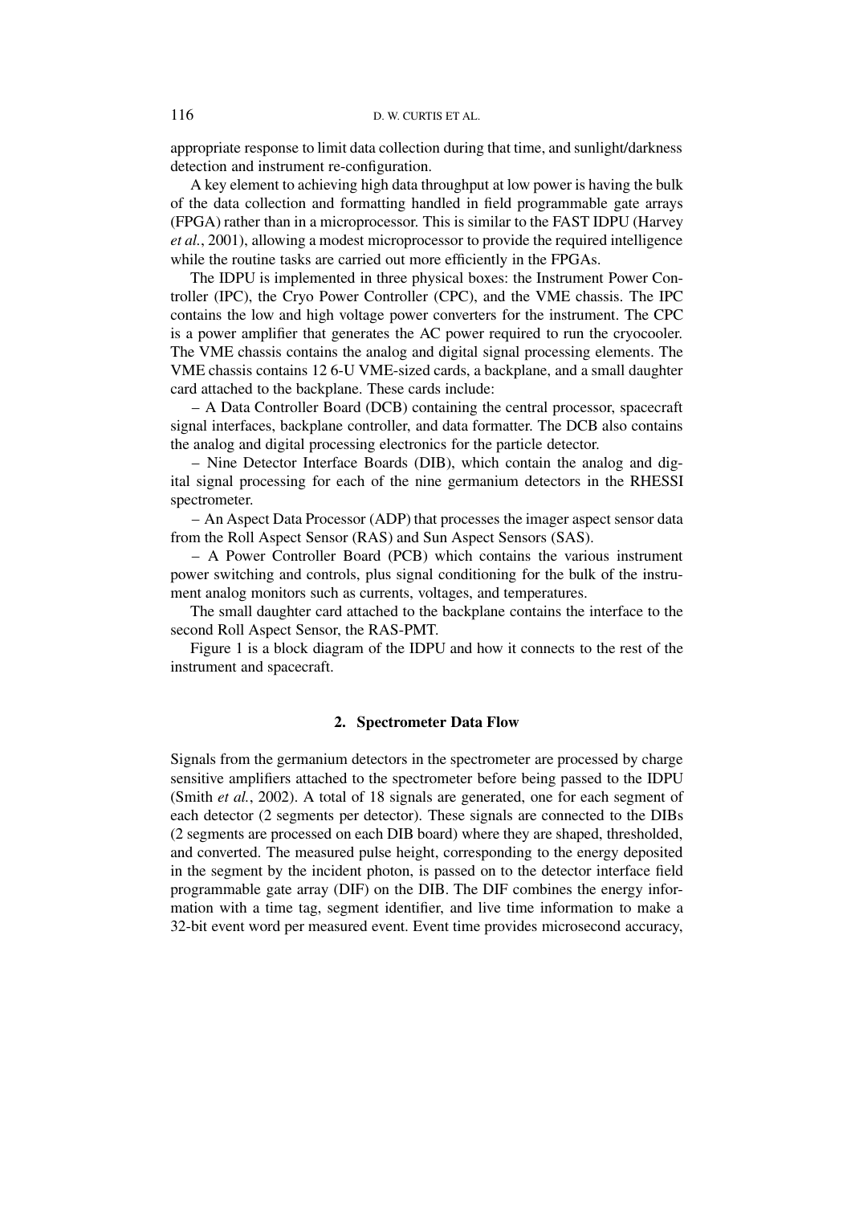appropriate response to limit data collection during that time, and sunlight/darkness detection and instrument re-configuration.

A key element to achieving high data throughput at low power is having the bulk of the data collection and formatting handled in field programmable gate arrays (FPGA) rather than in a microprocessor. This is similar to the FAST IDPU (Harvey *et al.*, 2001), allowing a modest microprocessor to provide the required intelligence while the routine tasks are carried out more efficiently in the FPGAs.

The IDPU is implemented in three physical boxes: the Instrument Power Controller (IPC), the Cryo Power Controller (CPC), and the VME chassis. The IPC contains the low and high voltage power converters for the instrument. The CPC is a power amplifier that generates the AC power required to run the cryocooler. The VME chassis contains the analog and digital signal processing elements. The VME chassis contains 12 6-U VME-sized cards, a backplane, and a small daughter card attached to the backplane. These cards include:

– A Data Controller Board (DCB) containing the central processor, spacecraft signal interfaces, backplane controller, and data formatter. The DCB also contains the analog and digital processing electronics for the particle detector.

– Nine Detector Interface Boards (DIB), which contain the analog and digital signal processing for each of the nine germanium detectors in the RHESSI spectrometer.

– An Aspect Data Processor (ADP) that processes the imager aspect sensor data from the Roll Aspect Sensor (RAS) and Sun Aspect Sensors (SAS).

– A Power Controller Board (PCB) which contains the various instrument power switching and controls, plus signal conditioning for the bulk of the instrument analog monitors such as currents, voltages, and temperatures.

The small daughter card attached to the backplane contains the interface to the second Roll Aspect Sensor, the RAS-PMT.

Figure 1 is a block diagram of the IDPU and how it connects to the rest of the instrument and spacecraft.

## 2. Spectrometer Data Flow

Signals from the germanium detectors in the spectrometer are processed by charge sensitive amplifiers attached to the spectrometer before being passed to the IDPU (Smith *et al.*, 2002). A total of 18 signals are generated, one for each segment of each detector (2 segments per detector). These signals are connected to the DIBs (2 segments are processed on each DIB board) where they are shaped, thresholded, and converted. The measured pulse height, corresponding to the energy deposited in the segment by the incident photon, is passed on to the detector interface field programmable gate array (DIF) on the DIB. The DIF combines the energy information with a time tag, segment identifier, and live time information to make a 32-bit event word per measured event. Event time provides microsecond accuracy,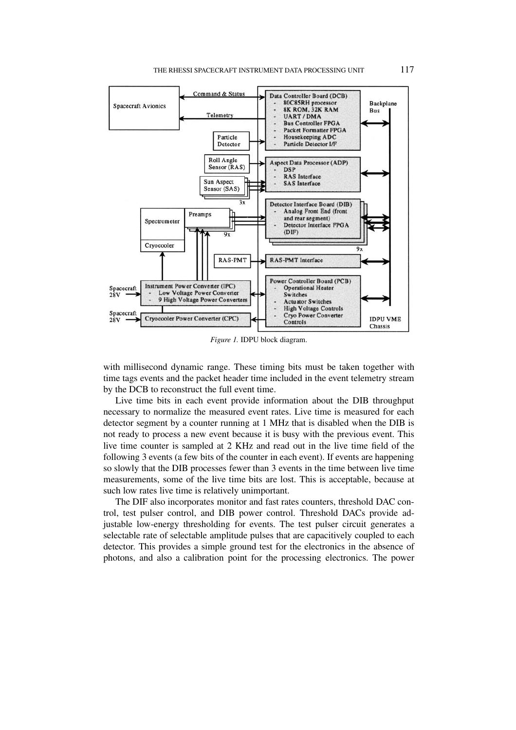*Figure 1.* IDPU block diagram.

with millisecond dynamic range. These timing bits must be taken together with time tags events and the packet header time included in the event telemetry stream by the DCB to reconstruct the full event time.

Live time bits in each event provide information about the DIB throughput necessary to normalize the measured event rates. Live time is measured for each detector segment by a counter running at 1 MHz that is disabled when the DIB is not ready to process a new event because it is busy with the previous event. This live time counter is sampled at 2 KHz and read out in the live time field of the following 3 events (a few bits of the counter in each event). If events are happening so slowly that the DIB processes fewer than 3 events in the time between live time measurements, some of the live time bits are lost. This is acceptable, because at such low rates live time is relatively unimportant.

The DIF also incorporates monitor and fast rates counters, threshold DAC control, test pulser control, and DIB power control. Threshold DACs provide adjustable low-energy thresholding for events. The test pulser circuit generates a selectable rate of selectable amplitude pulses that are capacitively coupled to each detector. This provides a simple ground test for the electronics in the absence of photons, and also a calibration point for the processing electronics. The power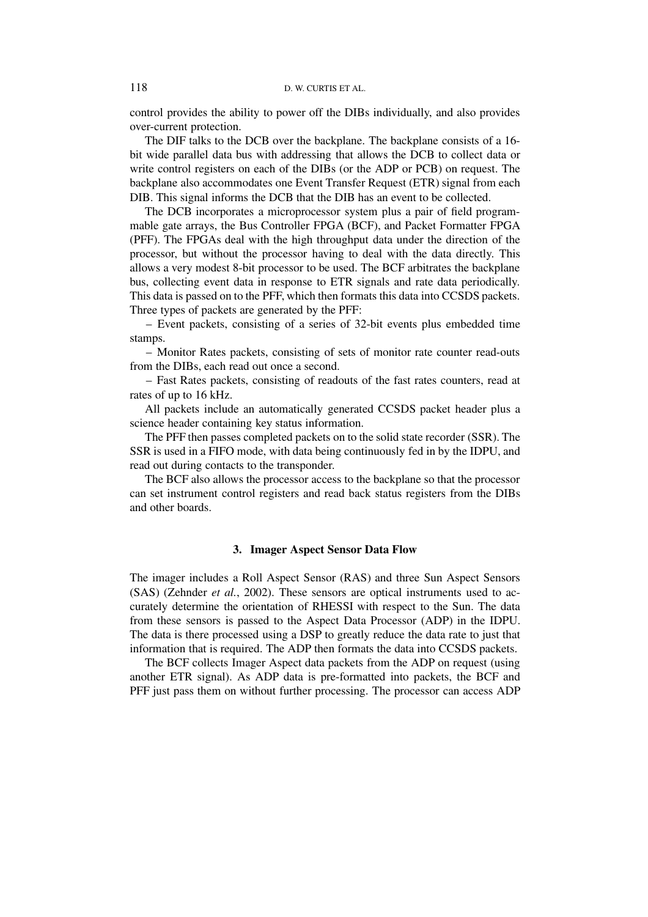control provides the ability to power off the DIBs individually, and also provides over-current protection.

The DIF talks to the DCB over the backplane. The backplane consists of a 16-bit wide parallel data bus with addressing that allows the DCB to collect data or write control registers on each of the DIBs (or the ADP or PCB) on request. The backplane also accommodates one Event Transfer Request (ETR) signal from each DIB. This signal informs the DCB that the DIB has an event to be collected.

The DCB incorporates a microprocessor system plus a pair of field programmable gate arrays, the Bus Controller FPGA (BCF), and Packet Formatter FPGA (PFF). The FPGAs deal with the high throughput data under the direction of the processor, but without the processor having to deal with the data directly. This allows a very modest 8-bit processor to be used. The BCF arbitrates the backplane bus, collecting event data in response to ETR signals and rate data periodically. This data is passed on to the PFF, which then formats this data into CCSDS packets. Three types of packets are generated by the PFF:

– Event packets, consisting of a series of 32-bit events plus embedded time stamps.

– Monitor Rates packets, consisting of sets of monitor rate counter read-outs from the DIBs, each read out once a second.

– Fast Rates packets, consisting of readouts of the fast rates counters, read at rates of up to 16 kHz.

All packets include an automatically generated CCSDS packet header plus a science header containing key status information.

The PFF then passes completed packets on to the solid state recorder (SSR). The SSR is used in a FIFO mode, with data being continuously fed in by the IDPU, and read out during contacts to the transponder.

The BCF also allows the processor access to the backplane so that the processor can set instrument control registers and read back status registers from the DIBs and other boards.

## 3. Imager Aspect Sensor Data Flow

The imager includes a Roll Aspect Sensor (RAS) and three Sun Aspect Sensors (SAS) (Zehnder *et al.*, 2002). These sensors are optical instruments used to accurately determine the orientation of RHESSI with respect to the Sun. The data from these sensors is passed to the Aspect Data Processor (ADP) in the IDPU. The data is there processed using a DSP to greatly reduce the data rate to just that information that is required. The ADP then formats the data into CCSDS packets.

The BCF collects Imager Aspect data packets from the ADP on request (using another ETR signal). As ADP data is pre-formatted into packets, the BCF and PFF just pass them on without further processing. The processor can access ADP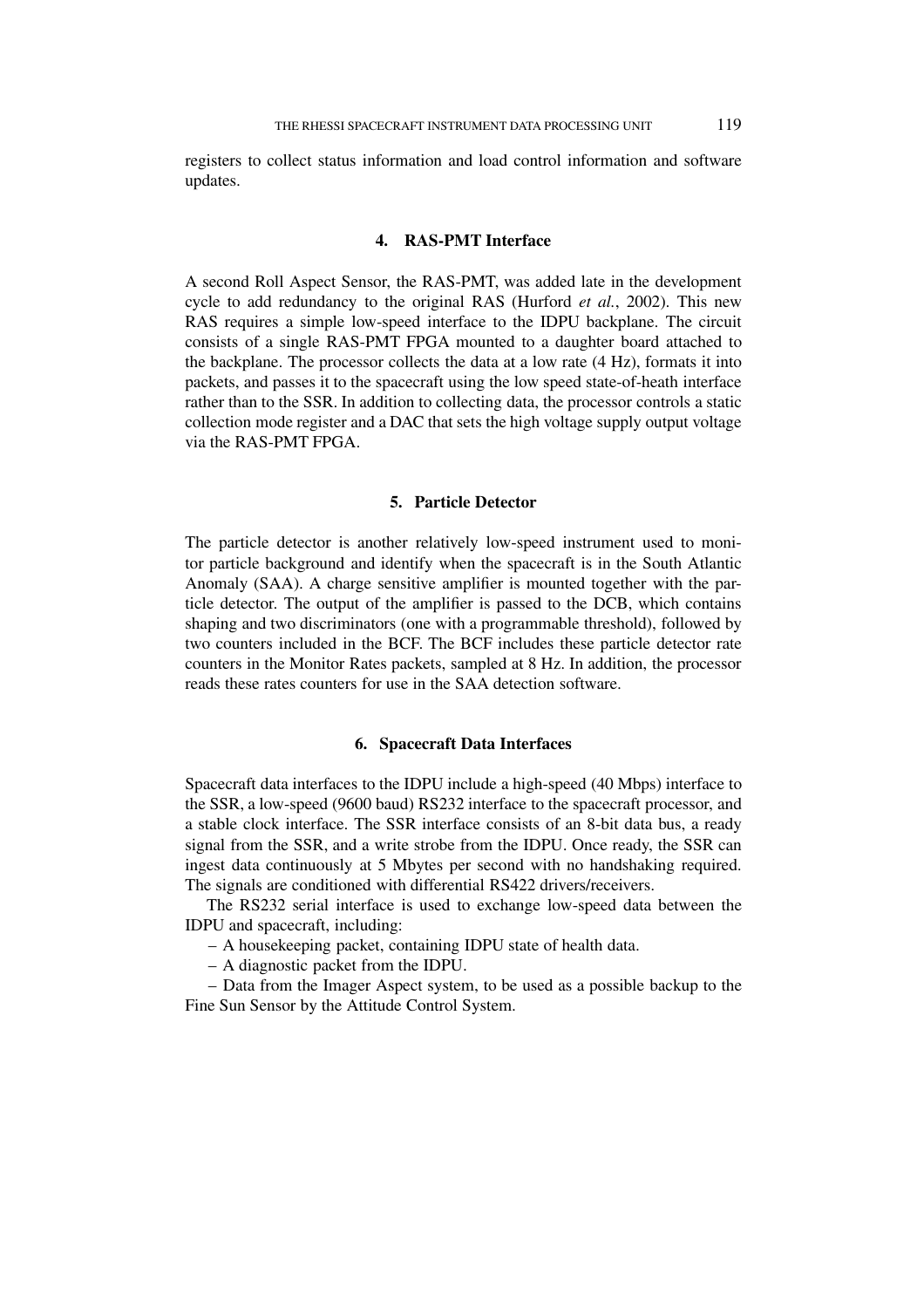registers to collect status information and load control information and software updates.

## 4. RAS-PMT Interface

A second Roll Aspect Sensor, the RAS-PMT, was added late in the development cycle to add redundancy to the original RAS (Hurford *et al.*, 2002). This new RAS requires a simple low-speed interface to the IDPU backplane. The circuit consists of a single RAS-PMT FPGA mounted to a daughter board attached to the backplane. The processor collects the data at a low rate (4 Hz), formats it into packets, and passes it to the spacecraft using the low speed state-of-heath interface rather than to the SSR. In addition to collecting data, the processor controls a static collection mode register and a DAC that sets the high voltage supply output voltage via the RAS-PMT FPGA.

## 5. Particle Detector

The particle detector is another relatively low-speed instrument used to monitor particle background and identify when the spacecraft is in the South Atlantic Anomaly (SAA). A charge sensitive amplifier is mounted together with the particle detector. The output of the amplifier is passed to the DCB, which contains shaping and two discriminators (one with a programmable threshold), followed by two counters included in the BCF. The BCF includes these particle detector rate counters in the Monitor Rates packets, sampled at 8 Hz. In addition, the processor reads these rates counters for use in the SAA detection software.

## 6. Spacecraft Data Interfaces

Spacecraft data interfaces to the IDPU include a high-speed (40 Mbps) interface to the SSR, a low-speed (9600 baud) RS232 interface to the spacecraft processor, and a stable clock interface. The SSR interface consists of an 8-bit data bus, a ready signal from the SSR, and a write strobe from the IDPU. Once ready, the SSR can ingest data continuously at 5 Mbytes per second with no handshaking required. The signals are conditioned with differential RS422 drivers/receivers.

The RS232 serial interface is used to exchange low-speed data between the IDPU and spacecraft, including:

– A housekeeping packet, containing IDPU state of health data.

– A diagnostic packet from the IDPU.

– Data from the Imager Aspect system, to be used as a possible backup to the Fine Sun Sensor by the Attitude Control System.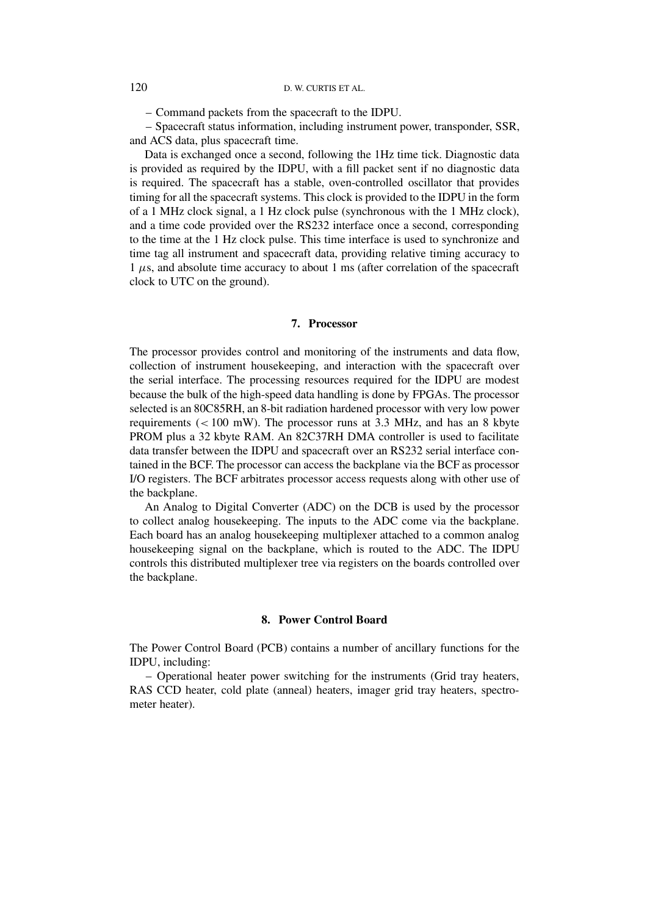– Command packets from the spacecraft to the IDPU.

– Spacecraft status information, including instrument power, transponder, SSR, and ACS data, plus spacecraft time.

Data is exchanged once a second, following the 1Hz time tick. Diagnostic data is provided as required by the IDPU, with a fill packet sent if no diagnostic data is required. The spacecraft has a stable, oven-controlled oscillator that provides timing for all the spacecraft systems. This clock is provided to the IDPU in the form of a 1 MHz clock signal, a 1 Hz clock pulse (synchronous with the 1 MHz clock), and a time code provided over the RS232 interface once a second, corresponding to the time at the 1 Hz clock pulse. This time interface is used to synchronize and time tag all instrument and spacecraft data, providing relative timing accuracy to 1 $\mu$s, and absolute time accuracy to about 1 ms (after correlation of the spacecraft clock to UTC on the ground).

## 7. Processor

The processor provides control and monitoring of the instruments and data flow, collection of instrument housekeeping, and interaction with the spacecraft over the serial interface. The processing resources required for the IDPU are modest because the bulk of the high-speed data handling is done by FPGAs. The processor selected is an 80C85RH, an 8-bit radiation hardened processor with very low power requirements ($< 100$ mW). The processor runs at 3.3 MHz, and has an 8 kbyte PROM plus a 32 kbyte RAM. An 82C37RH DMA controller is used to facilitate data transfer between the IDPU and spacecraft over an RS232 serial interface contained in the BCF. The processor can access the backplane via the BCF as processor I/O registers. The BCF arbitrates processor access requests along with other use of the backplane.

An Analog to Digital Converter (ADC) on the DCB is used by the processor to collect analog housekeeping. The inputs to the ADC come via the backplane. Each board has an analog housekeeping multiplexer attached to a common analog housekeeping signal on the backplane, which is routed to the ADC. The IDPU controls this distributed multiplexer tree via registers on the boards controlled over the backplane.

## 8. Power Control Board

The Power Control Board (PCB) contains a number of ancillary functions for the IDPU, including:

– Operational heater power switching for the instruments (Grid tray heaters, RAS CCD heater, cold plate (anneal) heaters, imager grid tray heaters, spectrometer heater).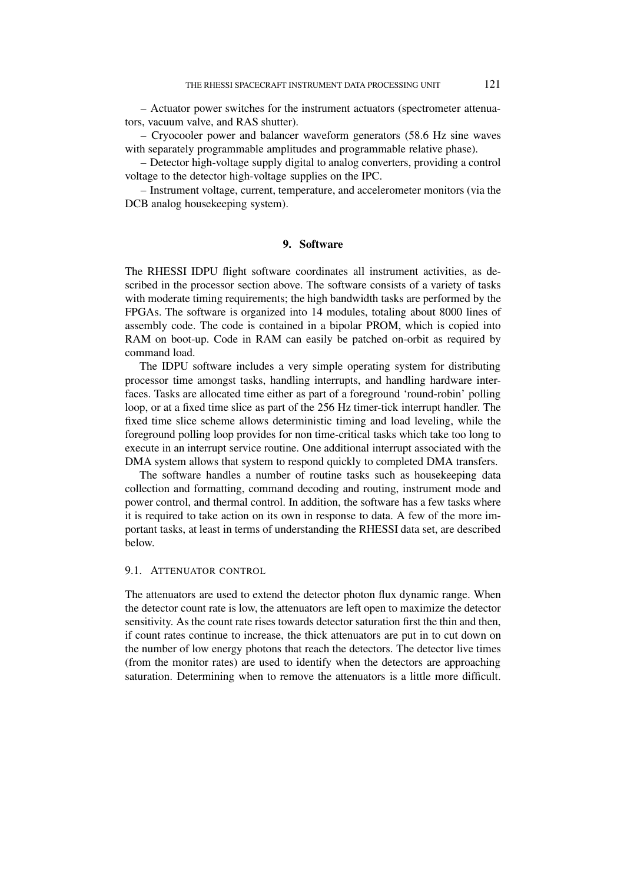– Actuator power switches for the instrument actuators (spectrometer attenuators, vacuum valve, and RAS shutter).

– Cryocooler power and balancer waveform generators (58.6 Hz sine waves with separately programmable amplitudes and programmable relative phase).

– Detector high-voltage supply digital to analog converters, providing a control voltage to the detector high-voltage supplies on the IPC.

– Instrument voltage, current, temperature, and accelerometer monitors (via the DCB analog housekeeping system).

## 9. Software

The RHESSI IDPU flight software coordinates all instrument activities, as described in the processor section above. The software consists of a variety of tasks with moderate timing requirements; the high bandwidth tasks are performed by the FPGAs. The software is organized into 14 modules, totaling about 8000 lines of assembly code. The code is contained in a bipolar PROM, which is copied into RAM on boot-up. Code in RAM can easily be patched on-orbit as required by command load.

The IDPU software includes a very simple operating system for distributing processor time amongst tasks, handling interrupts, and handling hardware interfaces. Tasks are allocated time either as part of a foreground 'round-robin' polling loop, or at a fixed time slice as part of the 256 Hz timer-tick interrupt handler. The fixed time slice scheme allows deterministic timing and load leveling, while the foreground polling loop provides for non time-critical tasks which take too long to execute in an interrupt service routine. One additional interrupt associated with the DMA system allows that system to respond quickly to completed DMA transfers.

The software handles a number of routine tasks such as housekeeping data collection and formatting, command decoding and routing, instrument mode and power control, and thermal control. In addition, the software has a few tasks where it is required to take action on its own in response to data. A few of the more important tasks, at least in terms of understanding the RHESSI data set, are described below.

### 9.1. Attenuator control

The attenuators are used to extend the detector photon flux dynamic range. When the detector count rate is low, the attenuators are left open to maximize the detector sensitivity. As the count rate rises towards detector saturation first the thin and then, if count rates continue to increase, the thick attenuators are put in to cut down on the number of low energy photons that reach the detectors. The detector live times (from the monitor rates) are used to identify when the detectors are approaching saturation. Determining when to remove the attenuators is a little more difficult.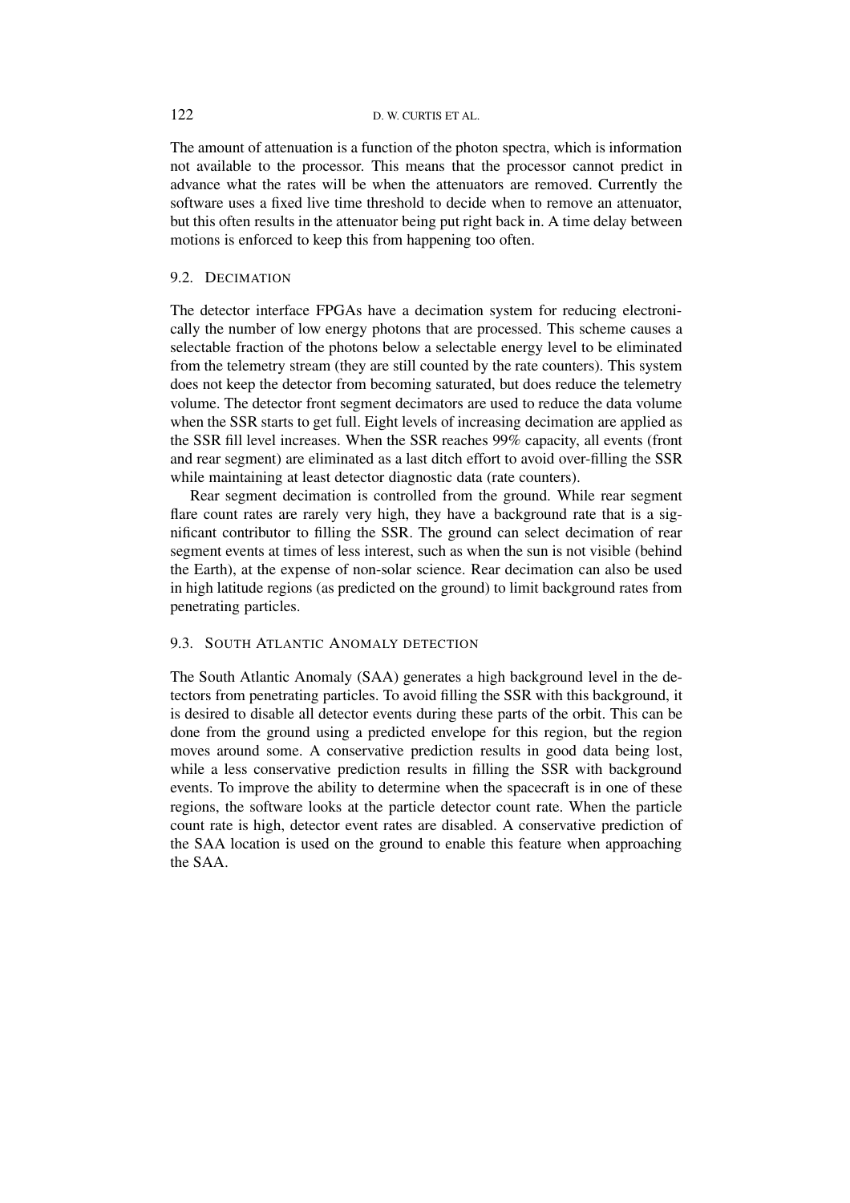The amount of attenuation is a function of the photon spectra, which is information not available to the processor. This means that the processor cannot predict in advance what the rates will be when the attenuators are removed. Currently the software uses a fixed live time threshold to decide when to remove an attenuator, but this often results in the attenuator being put right back in. A time delay between motions is enforced to keep this from happening too often.

### 9.2. Decimation

The detector interface FPGAs have a decimation system for reducing electronically the number of low energy photons that are processed. This scheme causes a selectable fraction of the photons below a selectable energy level to be eliminated from the telemetry stream (they are still counted by the rate counters). This system does not keep the detector from becoming saturated, but does reduce the telemetry volume. The detector front segment decimators are used to reduce the data volume when the SSR starts to get full. Eight levels of increasing decimation are applied as the SSR fill level increases. When the SSR reaches 99% capacity, all events (front and rear segment) are eliminated as a last ditch effort to avoid over-filling the SSR while maintaining at least detector diagnostic data (rate counters).

Rear segment decimation is controlled from the ground. While rear segment flare count rates are rarely very high, they have a background rate that is a significant contributor to filling the SSR. The ground can select decimation of rear segment events at times of less interest, such as when the sun is not visible (behind the Earth), at the expense of non-solar science. Rear decimation can also be used in high latitude regions (as predicted on the ground) to limit background rates from penetrating particles.

### 9.3. South Atlantic Anomaly detection

The South Atlantic Anomaly (SAA) generates a high background level in the detectors from penetrating particles. To avoid filling the SSR with this background, it is desired to disable all detector events during these parts of the orbit. This can be done from the ground using a predicted envelope for this region, but the region moves around some. A conservative prediction results in good data being lost, while a less conservative prediction results in filling the SSR with background events. To improve the ability to determine when the spacecraft is in one of these regions, the software looks at the particle detector count rate. When the particle count rate is high, detector event rates are disabled. A conservative prediction of the SAA location is used on the ground to enable this feature when approaching the SAA.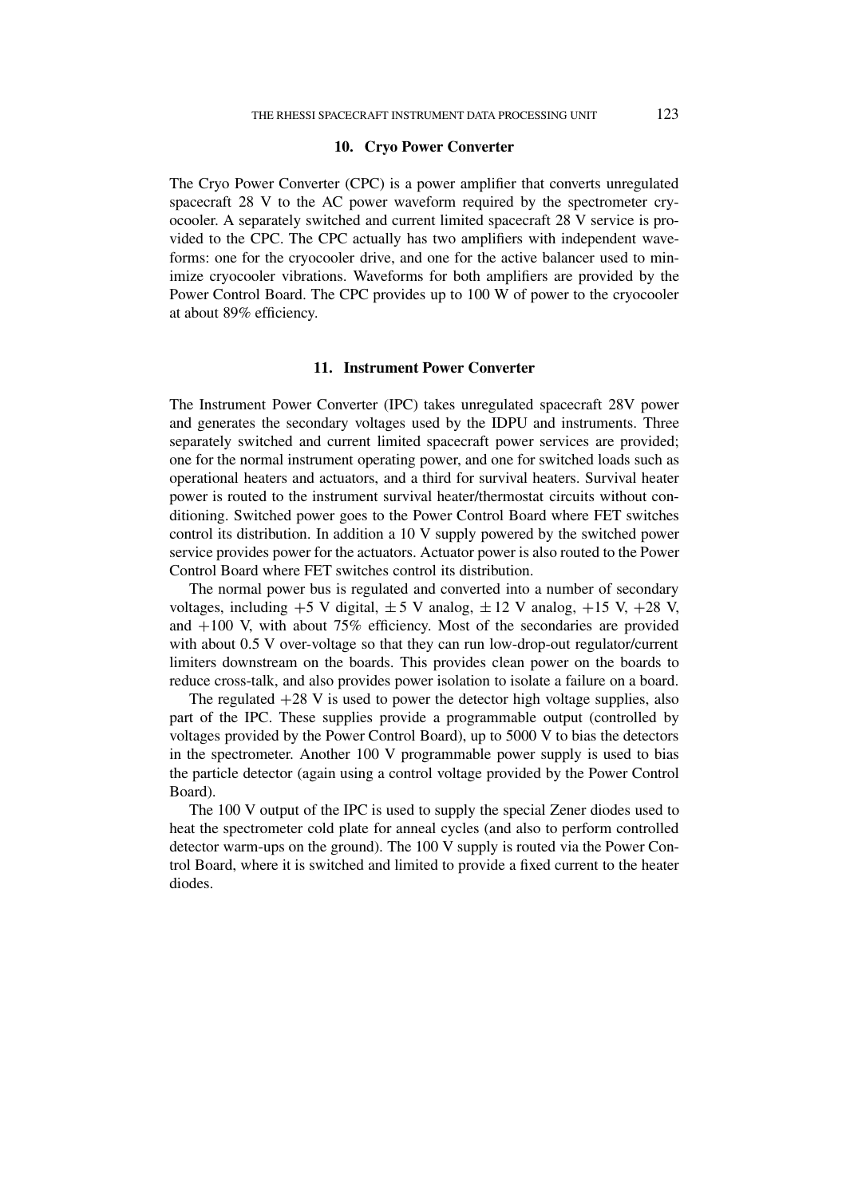## 10. Cryo Power Converter

The Cryo Power Converter (CPC) is a power amplifier that converts unregulated spacecraft 28 V to the AC power waveform required by the spectrometer cryocooler. A separately switched and current limited spacecraft 28 V service is provided to the CPC. The CPC actually has two amplifiers with independent waveforms: one for the cryocooler drive, and one for the active balancer used to minimize cryocooler vibrations. Waveforms for both amplifiers are provided by the Power Control Board. The CPC provides up to 100 W of power to the cryocooler at about 89% efficiency.

## 11. Instrument Power Converter

The Instrument Power Converter (IPC) takes unregulated spacecraft 28V power and generates the secondary voltages used by the IDPU and instruments. Three separately switched and current limited spacecraft power services are provided; one for the normal instrument operating power, and one for switched loads such as operational heaters and actuators, and a third for survival heaters. Survival heater power is routed to the instrument survival heater/thermostat circuits without conditioning. Switched power goes to the Power Control Board where FET switches control its distribution. In addition a 10 V supply powered by the switched power service provides power for the actuators. Actuator power is also routed to the Power Control Board where FET switches control its distribution.

The normal power bus is regulated and converted into a number of secondary voltages, including +5 V digital, ± 5 V analog, ± 12 V analog, +15 V, +28 V, and +100 V, with about 75% efficiency. Most of the secondaries are provided with about 0.5 V over-voltage so that they can run low-drop-out regulator/current limiters downstream on the boards. This provides clean power on the boards to reduce cross-talk, and also provides power isolation to isolate a failure on a board.

The regulated +28 V is used to power the detector high voltage supplies, also part of the IPC. These supplies provide a programmable output (controlled by voltages provided by the Power Control Board), up to 5000 V to bias the detectors in the spectrometer. Another 100 V programmable power supply is used to bias the particle detector (again using a control voltage provided by the Power Control Board).

The 100 V output of the IPC is used to supply the special Zener diodes used to heat the spectrometer cold plate for anneal cycles (and also to perform controlled detector warm-ups on the ground). The 100 V supply is routed via the Power Control Board, where it is switched and limited to provide a fixed current to the heater diodes.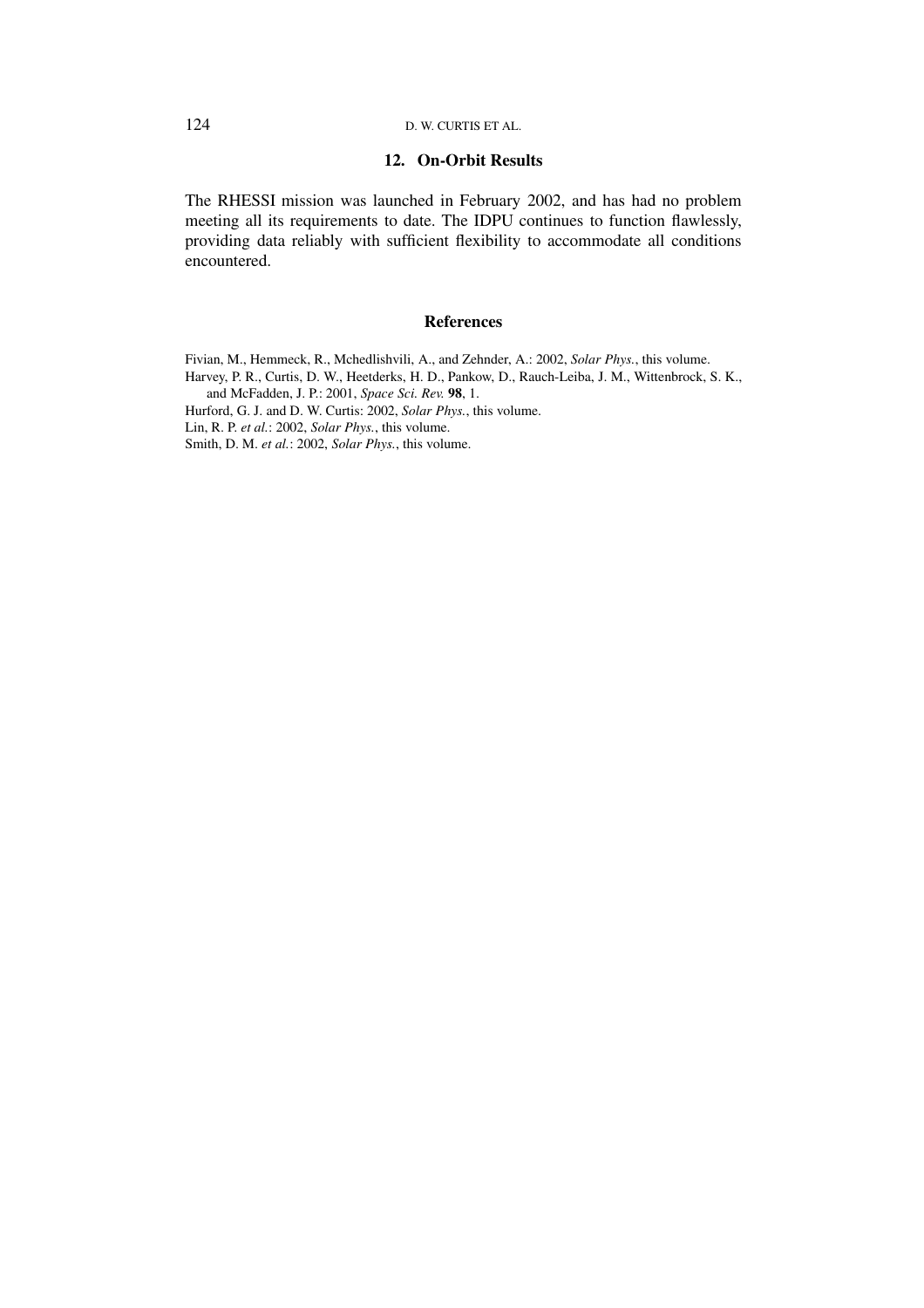## 12. On-Orbit Results

The RHESSI mission was launched in February 2002, and has had no problem meeting all its requirements to date. The IDPU continues to function flawlessly, providing data reliably with sufficient flexibility to accommodate all conditions encountered.

## References

Fivian, M., Hemmeck, R., Mchedlishvili, A., and Zehnder, A.: 2002, *Solar Phys.*, this volume.

Harvey, P. R., Curtis, D. W., Heetderks, H. D., Pankow, D., Rauch-Leiba, J. M., Wittenbrock, S. K., and McFadden, J. P.: 2001, *Space Sci. Rev.* **98**, 1.

Hurford, G. J. and D. W. Curtis: 2002, *Solar Phys.*, this volume.

Lin, R. P. *et al.*: 2002, *Solar Phys.*, this volume.

Smith, D. M. *et al.*: 2002, *Solar Phys.*, this volume.